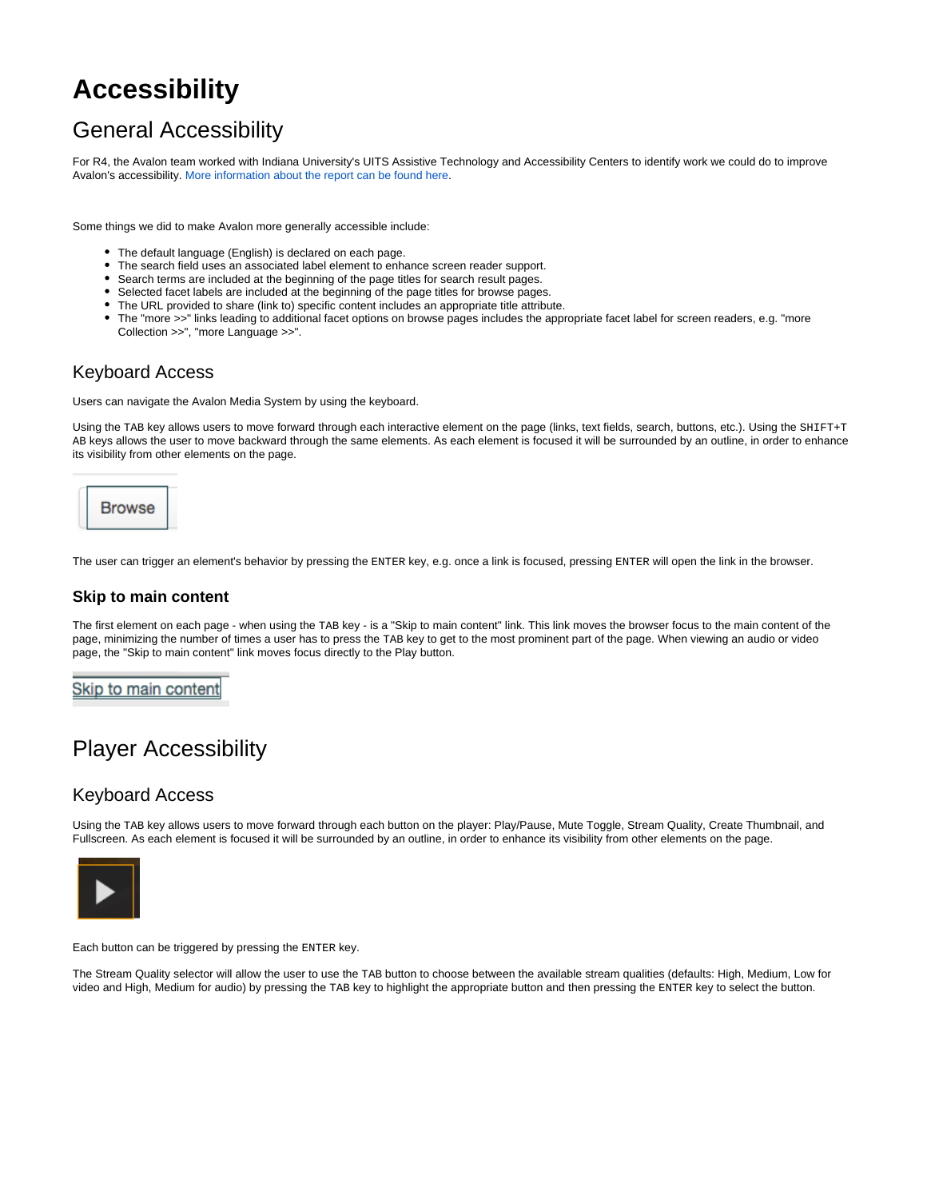# Accessibility

## General Accessibility

For R4, the Avalon team worked with Indiana University's UITS Assistive Technology and Accessibility Centers to identify work we could do to improve Avalon's accessibility. More information about the report can be found here.

Some things we did to make Avalon more generally accessible include:

- The default language (English) is declared on each page.
- The search field uses an associated label element to enhance screen reader support.
- Search terms are included at the beginning of the page titles for search result pages.
- Selected facet labels are included at the beginning of the page titles for browse pages.
- The URL provided to share (link to) specific content includes an appropriate title attribute.
- The "more >>" links leading to additional facet options on browse pages includes the appropriate facet label for screen readers, e.g. "more Collection >>", "more Language >>".

### Keyboard Access

Users can navigate the Avalon Media System by using the keyboard.

Using the `TAB` key allows users to move forward through each interactive element on the page (links, text fields, search, buttons, etc.). Using the `SHIFT+TAB` keys allows the user to move backward through the same elements. As each element is focused it will be surrounded by an outline, in order to enhance its visibility from other elements on the page.

The user can trigger an element's behavior by pressing the `ENTER` key, e.g. once a link is focused, pressing `ENTER` will open the link in the browser.

#### Skip to main content

The first element on each page - when using the `TAB` key - is a "Skip to main content" link. This link moves the browser focus to the main content of the page, minimizing the number of times a user has to press the `TAB` key to get to the most prominent part of the page. When viewing an audio or video page, the "Skip to main content" link moves focus directly to the Play button.

## Player Accessibility

### Keyboard Access

Using the `TAB` key allows users to move forward through each button on the player: Play/Pause, Mute Toggle, Stream Quality, Create Thumbnail, and Fullscreen. As each element is focused it will be surrounded by an outline, in order to enhance its visibility from other elements on the page.

Each button can be triggered by pressing the `ENTER` key.

The Stream Quality selector will allow the user to use the `TAB` button to choose between the available stream qualities (defaults: High, Medium, Low for video and High, Medium for audio) by pressing the `TAB` key to highlight the appropriate button and then pressing the `ENTER` key to select the button.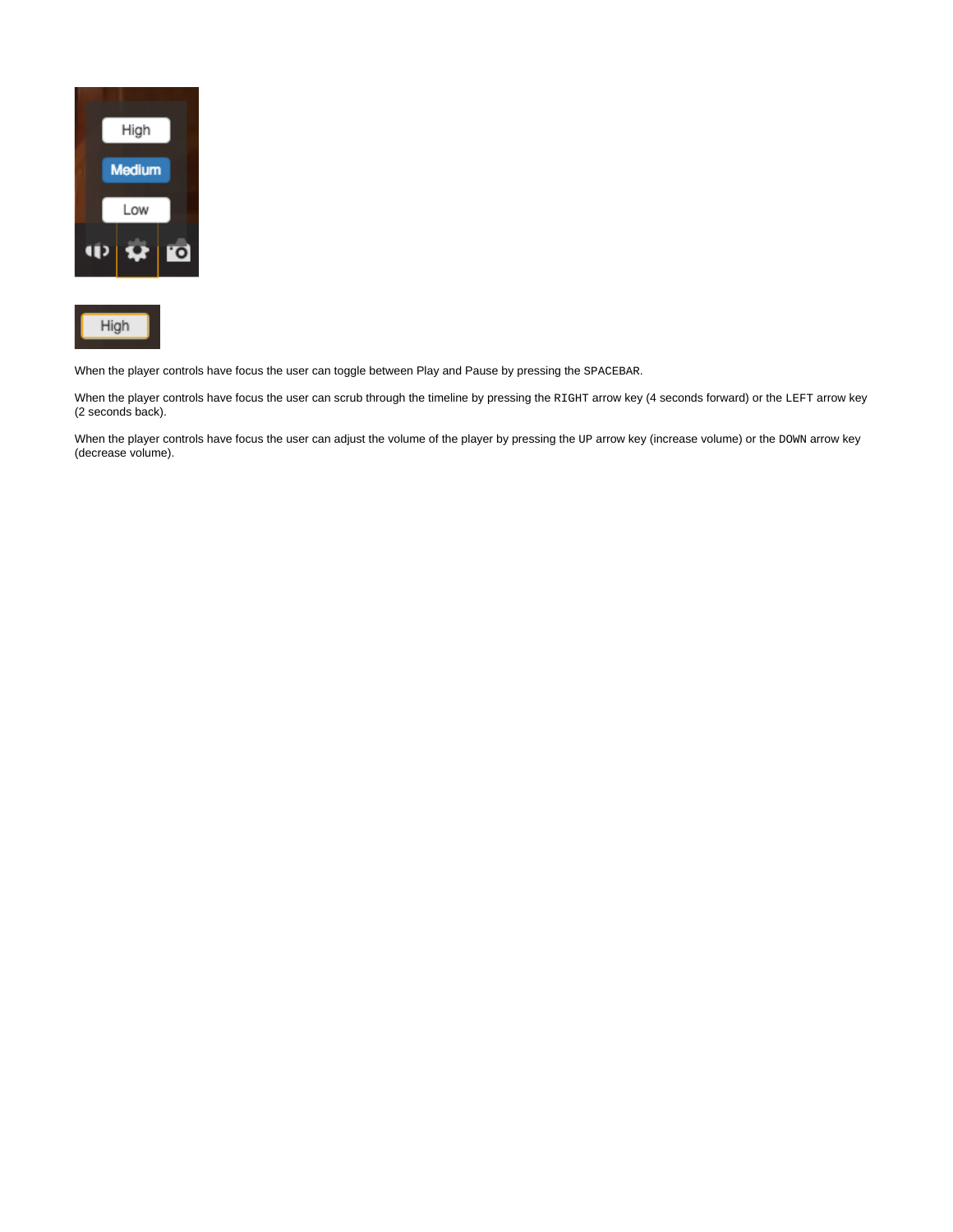When the player controls have focus the user can toggle between Play and Pause by pressing the `SPACEBAR`.

When the player controls have focus the user can scrub through the timeline by pressing the `RIGHT` arrow key (4 seconds forward) or the `LEFT` arrow key (2 seconds back).

When the player controls have focus the user can adjust the volume of the player by pressing the `UP` arrow key (increase volume) or the `DOWN` arrow key (decrease volume).